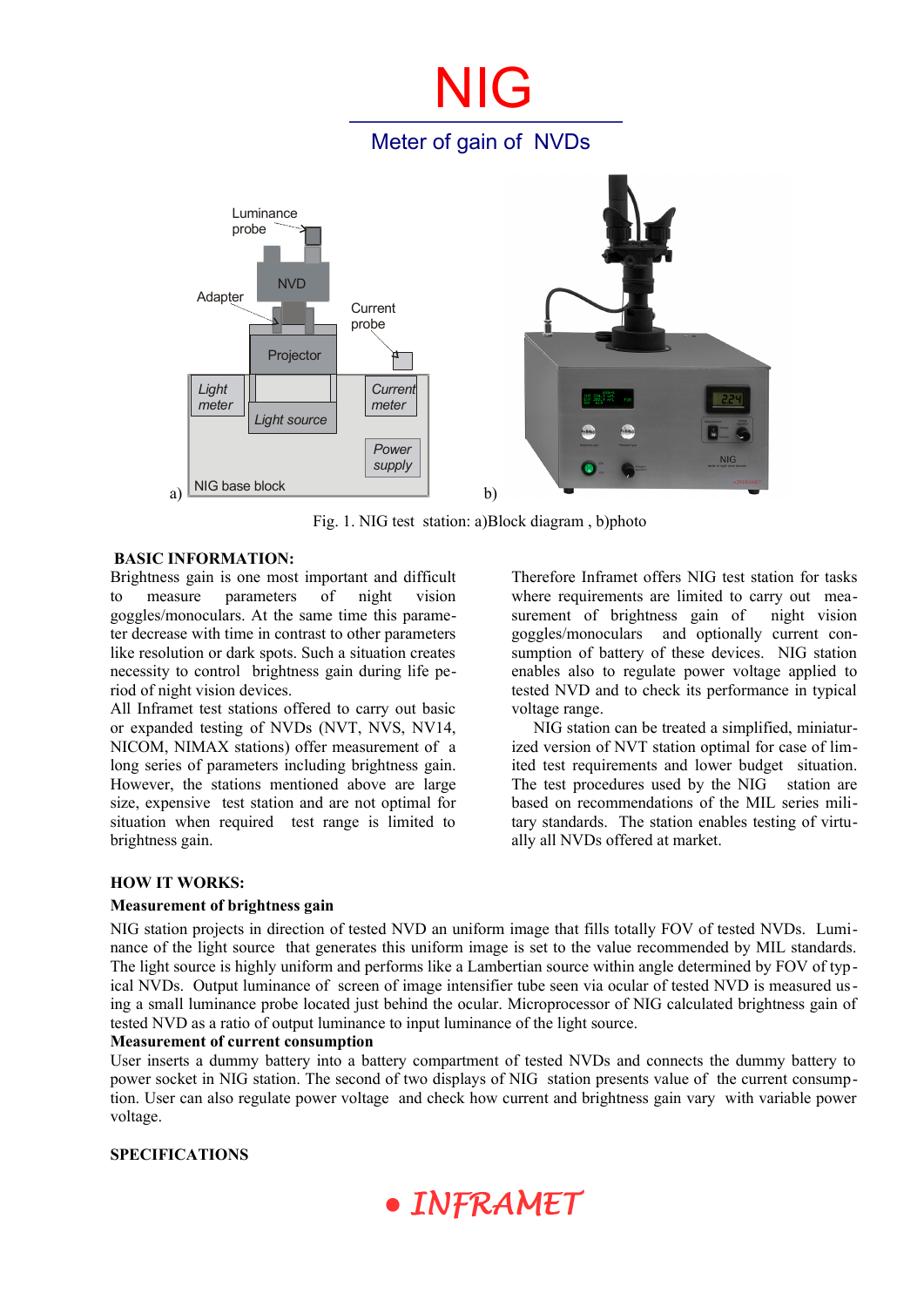# NIG

## Meter of gain of NVDs

Fig. 1. NIG test station: a)Block diagram , b)photo

**BASIC INFORMATION:**

Brightness gain is one most important and difficult to measure parameters of night vision goggles/monoculars. At the same time this parameter decrease with time in contrast to other parameters like resolution or dark spots. Such a situation creates necessity to control brightness gain during life period of night vision devices.

All Inframet test stations offered to carry out basic or expanded testing of NVDs (NVT, NVS, NV14, NICOM, NIMAX stations) offer measurement of a long series of parameters including brightness gain. However, the stations mentioned above are large size, expensive test station and are not optimal for situation when required test range is limited to brightness gain.

Therefore Inframet offers NIG test station for tasks where requirements are limited to carry out measurement of brightness gain of night vision goggles/monoculars and optionally current consumption of battery of these devices. NIG station enables also to regulate power voltage applied to tested NVD and to check its performance in typical voltage range.

NIG station can be treated a simplified, miniaturized version of NVT station optimal for case of limited test requirements and lower budget situation. The test procedures used by the NIG station are based on recommendations of the MIL series military standards. The station enables testing of virtually all NVDs offered at market.

**HOW IT WORKS:**

**Measurement of brightness gain**

NIG station projects in direction of tested NVD an uniform image that fills totally FOV of tested NVDs. Luminance of the light source that generates this uniform image is set to the value recommended by MIL standards. The light source is highly uniform and performs like a Lambertian source within angle determined by FOV of typical NVDs. Output luminance of screen of image intensifier tube seen via ocular of tested NVD is measured using a small luminance probe located just behind the ocular. Microprocessor of NIG calculated brightness gain of tested NVD as a ratio of output luminance to input luminance of the light source.

**Measurement of current consumption**

User inserts a dummy battery into a battery compartment of tested NVDs and connects the dummy battery to power socket in NIG station. The second of two displays of NIG station presents value of the current consumption. User can also regulate power voltage and check how current and brightness gain vary with variable power voltage.

**SPECIFICATIONS**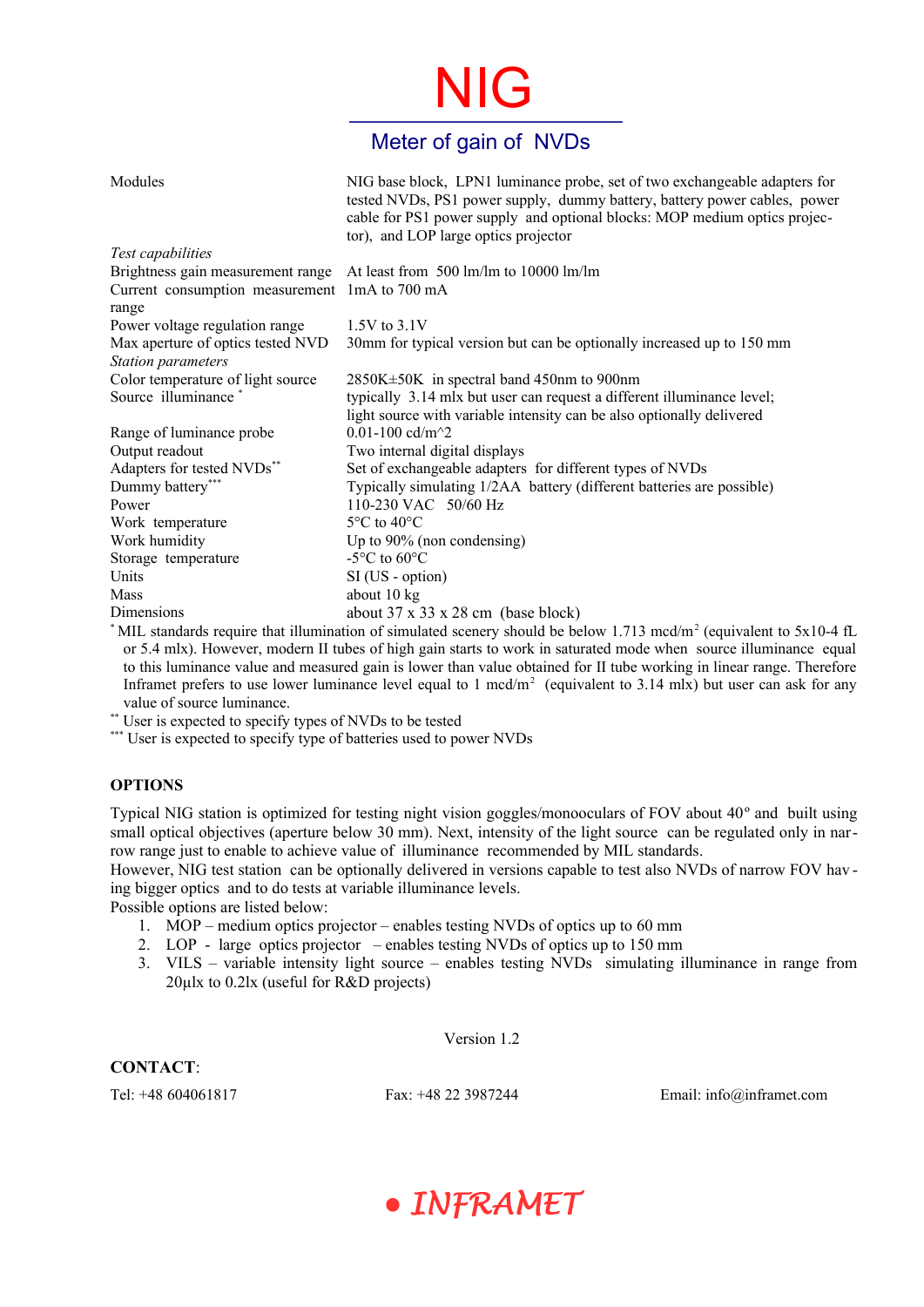# NIG

## Meter of gain of NVDs

| | |
|---|---|
| Modules | NIG base block, LPN1 luminance probe, set of two exchangeable adapters for tested NVDs, PS1 power supply, dummy battery, battery power cables, power cable for PS1 power supply and optional blocks: MOP medium optics projector), and LOP large optics projector |
| *Test capabilities* | |
| Brightness gain measurement range | At least from 500 lm/lm to 10000 lm/lm |
| Current consumption measurement range | 1mA to 700 mA |
| Power voltage regulation range | 1.5V to 3.1V |
| Max aperture of optics tested NVD | 30mm for typical version but can be optionally increased up to 150 mm |
| *Station parameters* | |
| Color temperature of light source | 2850K±50K in spectral band 450nm to 900nm |
| Source illuminance [*] | typically 3.14 mlx but user can request a different illuminance level; light source with variable intensity can be also optionally delivered |
| Range of luminance probe | 0.01-100 cd/m^2 |
| Output readout | Two internal digital displays |
| Adapters for tested NVDs[**] | Set of exchangeable adapters for different types of NVDs |
| Dummy battery[***] | Typically simulating 1/2AA battery (different batteries are possible) |
| Power | 110-230 VAC 50/60 Hz |
| Work temperature | 5°C to 40°C |
| Work humidity | Up to 90% (non condensing) |
| Storage temperature | -5°C to 60°C |
| Units | SI (US - option) |
| Mass | about 10 kg |
| Dimensions | about 37 x 33 x 28 cm (base block) |

[*] MIL standards require that illumination of simulated scenery should be below 1.713 mcd/m$^2$ (equivalent to 5x10-4 fL or 5.4 mlx). However, modern II tubes of high gain starts to work in saturated mode when source illuminance equal to this luminance value and measured gain is lower than value obtained for II tube working in linear range. Therefore Inframet prefers to use lower luminance level equal to 1 mcd/m$^2$ (equivalent to 3.14 mlx) but user can ask for any value of source luminance.

[**] User is expected to specify types of NVDs to be tested

[***] User is expected to specify type of batteries used to power NVDs

**OPTIONS**

Typical NIG station is optimized for testing night vision goggles/monooculars of FOV about 40° and built using small optical objectives (aperture below 30 mm). Next, intensity of the light source can be regulated only in narrow range just to enable to achieve value of illuminance recommended by MIL standards.
However, NIG test station can be optionally delivered in versions capable to test also NVDs of narrow FOV having bigger optics and to do tests at variable illuminance levels.
Possible options are listed below:

1. MOP – medium optics projector – enables testing NVDs of optics up to 60 mm
2. LOP - large optics projector – enables testing NVDs of optics up to 150 mm
3. VILS – variable intensity light source – enables testing NVDs simulating illuminance in range from 20µlx to 0.2lx (useful for R&D projects)

Version 1.2

**CONTACT**:

Tel: +48 604061817 Fax: +48 22 3987244 Email: info@inframet.com

INFRAMET